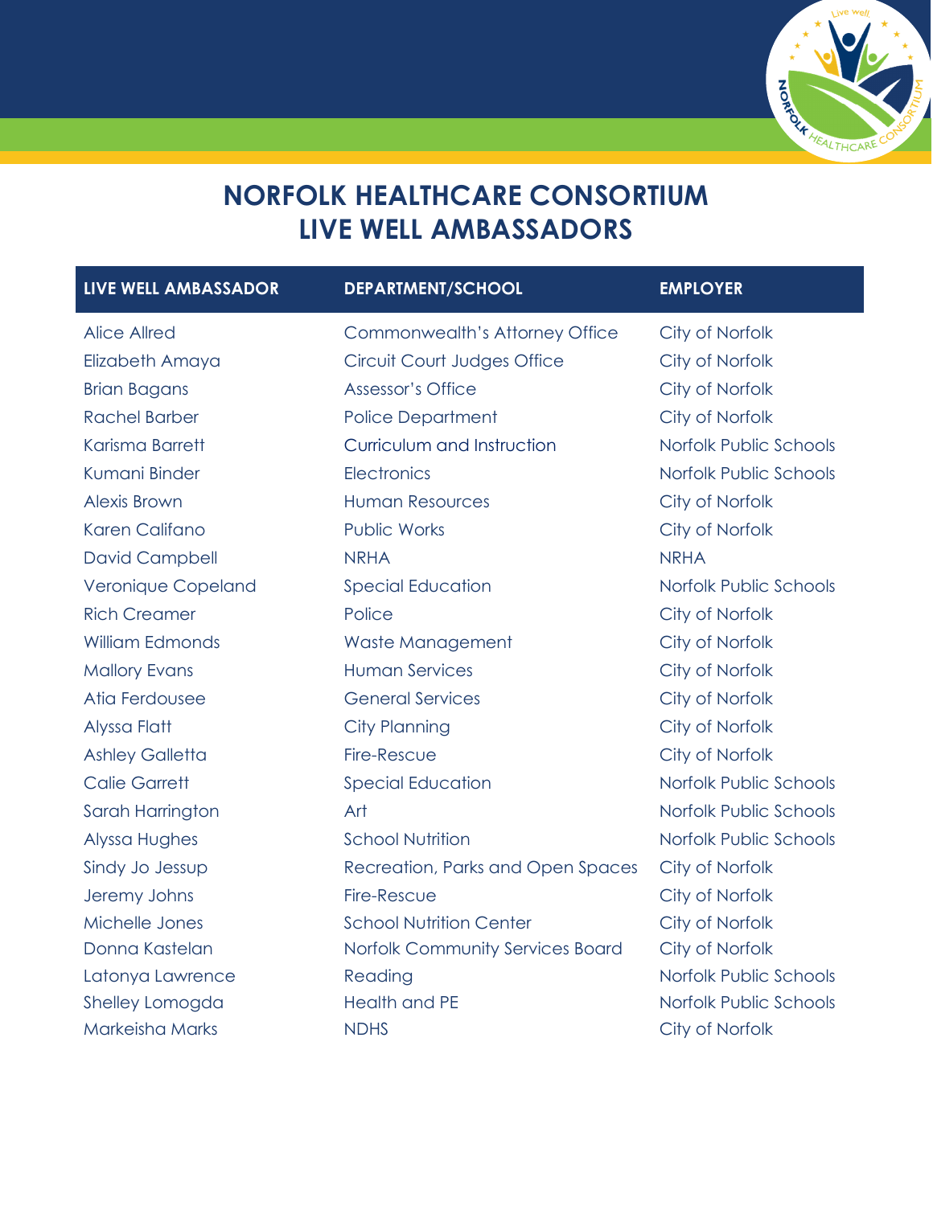# NORFOLK HEALTHCARE CONSORTIUM
# LIVE WELL AMBASSADORS

| LIVE WELL AMBASSADOR | DEPARTMENT/SCHOOL | EMPLOYER |
|---|---|---|
| Alice Allred | Commonwealth's Attorney Office | City of Norfolk |
| Elizabeth Amaya | Circuit Court Judges Office | City of Norfolk |
| Brian Bagans | Assessor's Office | City of Norfolk |
| Rachel Barber | Police Department | City of Norfolk |
| Karisma Barrett | Curriculum and Instruction | Norfolk Public Schools |
| Kumani Binder | Electronics | Norfolk Public Schools |
| Alexis Brown | Human Resources | City of Norfolk |
| Karen Califano | Public Works | City of Norfolk |
| David Campbell | NRHA | NRHA |
| Veronique Copeland | Special Education | Norfolk Public Schools |
| Rich Creamer | Police | City of Norfolk |
| William Edmonds | Waste Management | City of Norfolk |
| Mallory Evans | Human Services | City of Norfolk |
| Atia Ferdousee | General Services | City of Norfolk |
| Alyssa Flatt | City Planning | City of Norfolk |
| Ashley Galletta | Fire-Rescue | City of Norfolk |
| Calie Garrett | Special Education | Norfolk Public Schools |
| Sarah Harrington | Art | Norfolk Public Schools |
| Alyssa Hughes | School Nutrition | Norfolk Public Schools |
| Sindy Jo Jessup | Recreation, Parks and Open Spaces | City of Norfolk |
| Jeremy Johns | Fire-Rescue | City of Norfolk |
| Michelle Jones | School Nutrition Center | City of Norfolk |
| Donna Kastelan | Norfolk Community Services Board | City of Norfolk |
| Latonya Lawrence | Reading | Norfolk Public Schools |
| Shelley Lomogda | Health and PE | Norfolk Public Schools |
| Markeisha Marks | NDHS | City of Norfolk |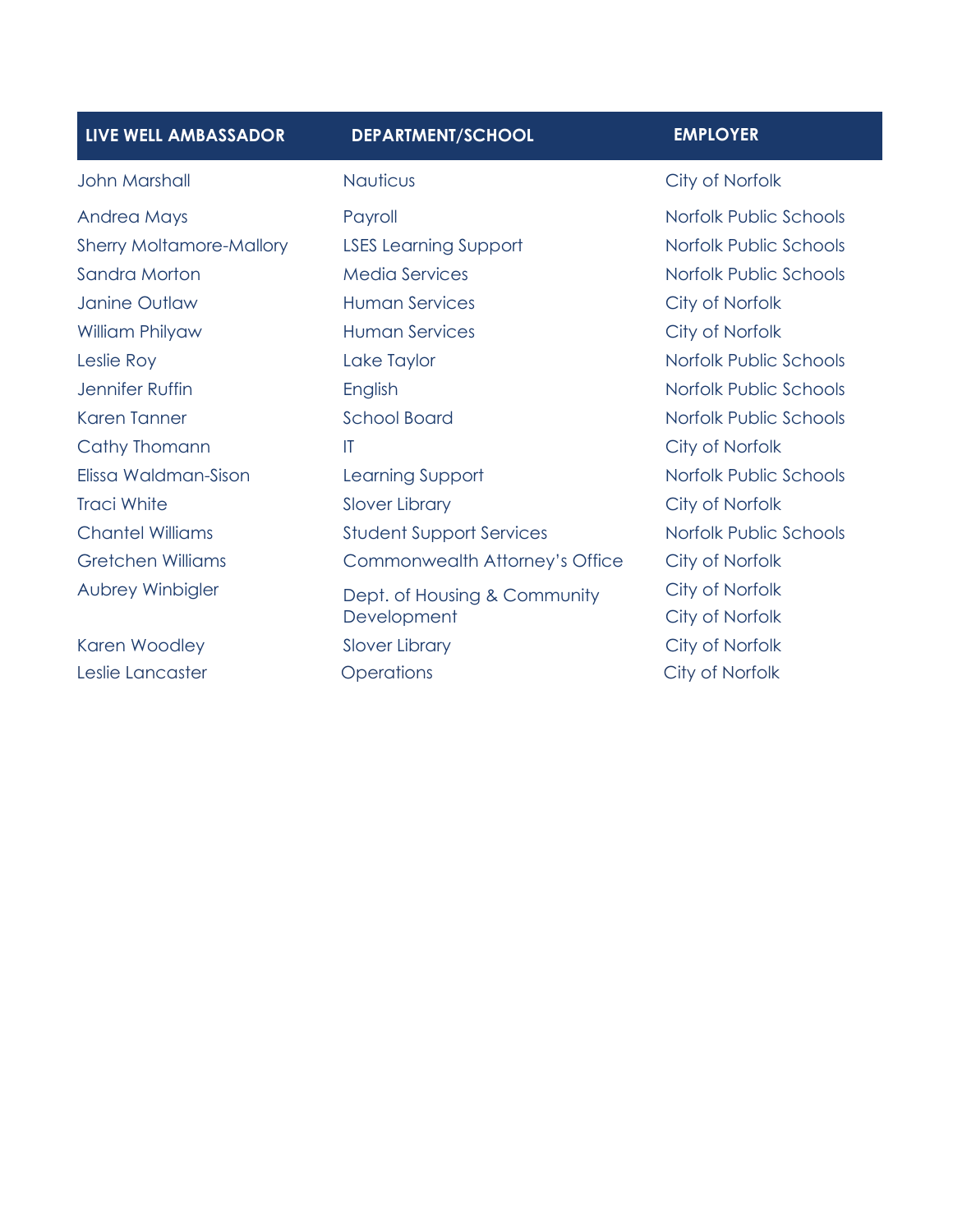| LIVE WELL AMBASSADOR | DEPARTMENT/SCHOOL | EMPLOYER |
|---|---|---|
| John Marshall | Nauticus | City of Norfolk |
| Andrea Mays | Payroll | Norfolk Public Schools |
| Sherry Moltamore-Mallory | LSES Learning Support | Norfolk Public Schools |
| Sandra Morton | Media Services | Norfolk Public Schools |
| Janine Outlaw | Human Services | City of Norfolk |
| William Philyaw | Human Services | City of Norfolk |
| Leslie Roy | Lake Taylor | Norfolk Public Schools |
| Jennifer Ruffin | English | Norfolk Public Schools |
| Karen Tanner | School Board | Norfolk Public Schools |
| Cathy Thomann | IT | City of Norfolk |
| Elissa Waldman-Sison | Learning Support | Norfolk Public Schools |
| Traci White | Slover Library | City of Norfolk |
| Chantel Williams | Student Support Services | Norfolk Public Schools |
| Gretchen Williams | Commonwealth Attorney's Office | City of Norfolk |
| Aubrey Winbigler | Dept. of Housing & Community Development | City of Norfolk City of Norfolk |
| Karen Woodley | Slover Library | City of Norfolk |
| Leslie Lancaster | Operations | City of Norfolk |